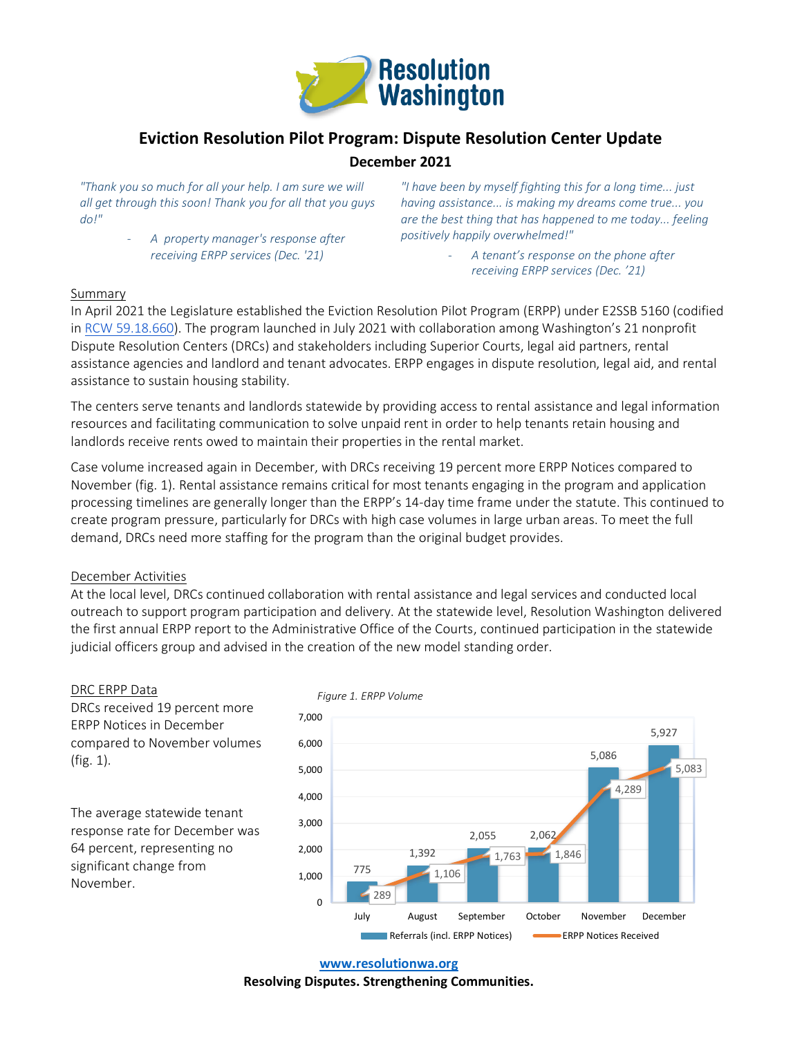# Resolution Washington

## Eviction Resolution Pilot Program: Dispute Resolution Center Update

### December 2021

*"Thank you so much for all your help. I am sure we will all get through this soon! Thank you for all that you guys do!"*

- *A property manager's response after receiving ERPP services (Dec. '21)*

*"I have been by myself fighting this for a long time... just having assistance... is making my dreams come true... you are the best thing that has happened to me today... feeling positively happily overwhelmed!"*

- *A tenant's response on the phone after receiving ERPP services (Dec. '21)*

Summary

In April 2021 the Legislature established the Eviction Resolution Pilot Program (ERPP) under E2SSB 5160 (codified in RCW 59.18.660). The program launched in July 2021 with collaboration among Washington's 21 nonprofit Dispute Resolution Centers (DRCs) and stakeholders including Superior Courts, legal aid partners, rental assistance agencies and landlord and tenant advocates. ERPP engages in dispute resolution, legal aid, and rental assistance to sustain housing stability.

The centers serve tenants and landlords statewide by providing access to rental assistance and legal information resources and facilitating communication to solve unpaid rent in order to help tenants retain housing and landlords receive rents owed to maintain their properties in the rental market.

Case volume increased again in December, with DRCs receiving 19 percent more ERPP Notices compared to November (fig. 1). Rental assistance remains critical for most tenants engaging in the program and application processing timelines are generally longer than the ERPP's 14-day time frame under the statute. This continued to create program pressure, particularly for DRCs with high case volumes in large urban areas. To meet the full demand, DRCs need more staffing for the program than the original budget provides.

December Activities

At the local level, DRCs continued collaboration with rental assistance and legal services and conducted local outreach to support program participation and delivery. At the statewide level, Resolution Washington delivered the first annual ERPP report to the Administrative Office of the Courts, continued participation in the statewide judicial officers group and advised in the creation of the new model standing order.

DRC ERPP Data

DRCs received 19 percent more ERPP Notices in December compared to November volumes (fig. 1).

The average statewide tenant response rate for December was 64 percent, representing no significant change from November.

*Figure 1. ERPP Volume*

| Month | Referrals (incl. ERPP Notices) | ERPP Notices Received |
|---|---|---|
| July | 775 | 289 |
| August | 1,392 | 1,106 |
| September | 2,055 | 1,763 |
| October | 2,062 | 1,846 |
| November | 5,086 | 4,289 |
| December | 5,927 | 5,083 |

www.resolutionwa.org

**Resolving Disputes. Strengthening Communities.**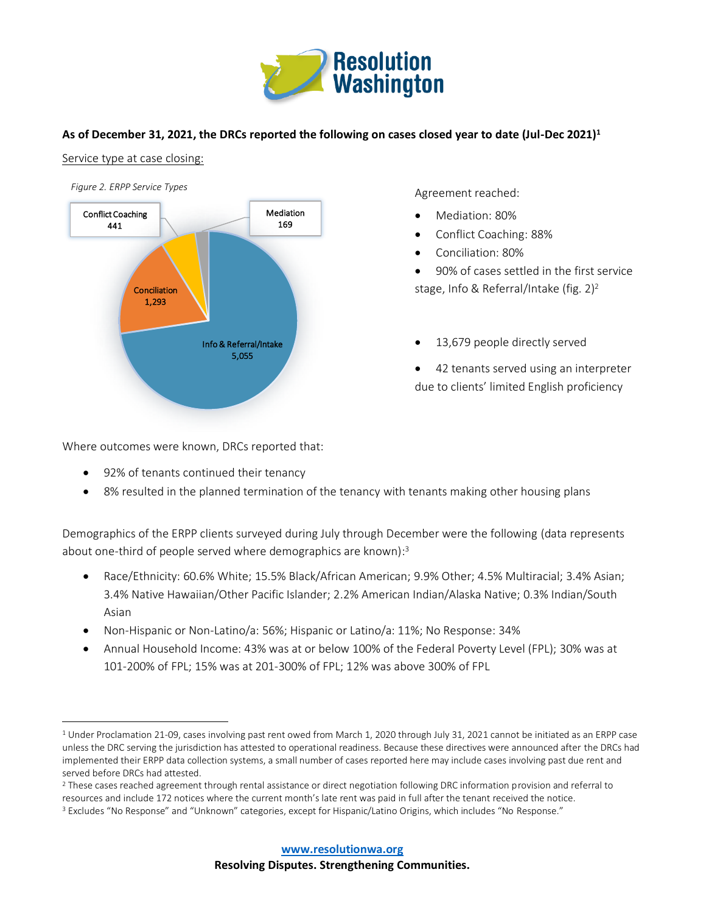**As of December 31, 2021, the DRCs reported the following on cases closed year to date (Jul-Dec 2021)[1]**

Service type at case closing:

*Figure 2. ERPP Service Types*

Conflict Coaching
441

Mediation
169

Conciliation
1,293

Info & Referral/Intake
5,055

Agreement reached:

- Mediation: 80%
- Conflict Coaching: 88%
- Conciliation: 80%
- 90% of cases settled in the first service stage, Info & Referral/Intake (fig. 2)[2]

- 13,679 people directly served
- 42 tenants served using an interpreter due to clients' limited English proficiency

Where outcomes were known, DRCs reported that:

- 92% of tenants continued their tenancy
- 8% resulted in the planned termination of the tenancy with tenants making other housing plans

Demographics of the ERPP clients surveyed during July through December were the following (data represents about one-third of people served where demographics are known):[3]

- Race/Ethnicity: 60.6% White; 15.5% Black/African American; 9.9% Other; 4.5% Multiracial; 3.4% Asian; 3.4% Native Hawaiian/Other Pacific Islander; 2.2% American Indian/Alaska Native; 0.3% Indian/South Asian
- Non-Hispanic or Non-Latino/a: 56%; Hispanic or Latino/a: 11%; No Response: 34%
- Annual Household Income: 43% was at or below 100% of the Federal Poverty Level (FPL); 30% was at 101-200% of FPL; 15% was at 201-300% of FPL; 12% was above 300% of FPL

---

[1] Under Proclamation 21-09, cases involving past rent owed from March 1, 2020 through July 31, 2021 cannot be initiated as an ERPP case unless the DRC serving the jurisdiction has attested to operational readiness. Because these directives were announced after the DRCs had implemented their ERPP data collection systems, a small number of cases reported here may include cases involving past due rent and served before DRCs had attested.

[2] These cases reached agreement through rental assistance or direct negotiation following DRC information provision and referral to resources and include 172 notices where the current month's late rent was paid in full after the tenant received the notice.

[3] Excludes "No Response" and "Unknown" categories, except for Hispanic/Latino Origins, which includes "No Response."

www.resolutionwa.org

**Resolving Disputes. Strengthening Communities.**